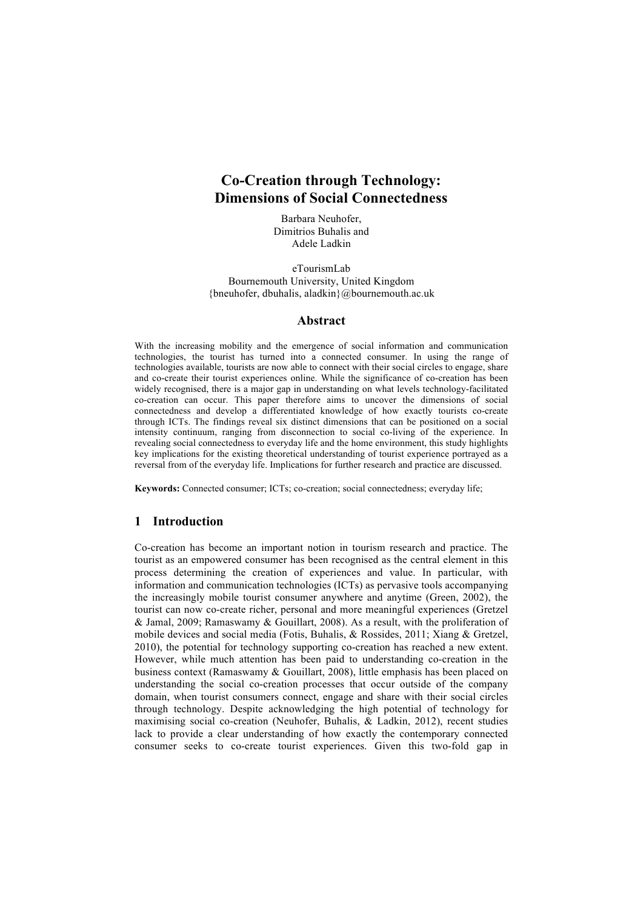# Co-Creation through Technology: Dimensions of Social Connectedness

Barbara Neuhofer,
Dimitrios Buhalis and
Adele Ladkin

eTourismLab
Bournemouth University, United Kingdom
{bneuhofer, dbuhalis, aladkin}@bournemouth.ac.uk

## Abstract

With the increasing mobility and the emergence of social information and communication technologies, the tourist has turned into a connected consumer. In using the range of technologies available, tourists are now able to connect with their social circles to engage, share and co-create their tourist experiences online. While the significance of co-creation has been widely recognised, there is a major gap in understanding on what levels technology-facilitated co-creation can occur. This paper therefore aims to uncover the dimensions of social connectedness and develop a differentiated knowledge of how exactly tourists co-create through ICTs. The findings reveal six distinct dimensions that can be positioned on a social intensity continuum, ranging from disconnection to social co-living of the experience. In revealing social connectedness to everyday life and the home environment, this study highlights key implications for the existing theoretical understanding of tourist experience portrayed as a reversal from of the everyday life. Implications for further research and practice are discussed.

**Keywords:** Connected consumer; ICTs; co-creation; social connectedness; everyday life;

## 1 Introduction

Co-creation has become an important notion in tourism research and practice. The tourist as an empowered consumer has been recognised as the central element in this process determining the creation of experiences and value. In particular, with information and communication technologies (ICTs) as pervasive tools accompanying the increasingly mobile tourist consumer anywhere and anytime (Green, 2002), the tourist can now co-create richer, personal and more meaningful experiences (Gretzel & Jamal, 2009; Ramaswamy & Gouillart, 2008). As a result, with the proliferation of mobile devices and social media (Fotis, Buhalis, & Rossides, 2011; Xiang & Gretzel, 2010), the potential for technology supporting co-creation has reached a new extent. However, while much attention has been paid to understanding co-creation in the business context (Ramaswamy & Gouillart, 2008), little emphasis has been placed on understanding the social co-creation processes that occur outside of the company domain, when tourist consumers connect, engage and share with their social circles through technology. Despite acknowledging the high potential of technology for maximising social co-creation (Neuhofer, Buhalis, & Ladkin, 2012), recent studies lack to provide a clear understanding of how exactly the contemporary connected consumer seeks to co-create tourist experiences. Given this two-fold gap in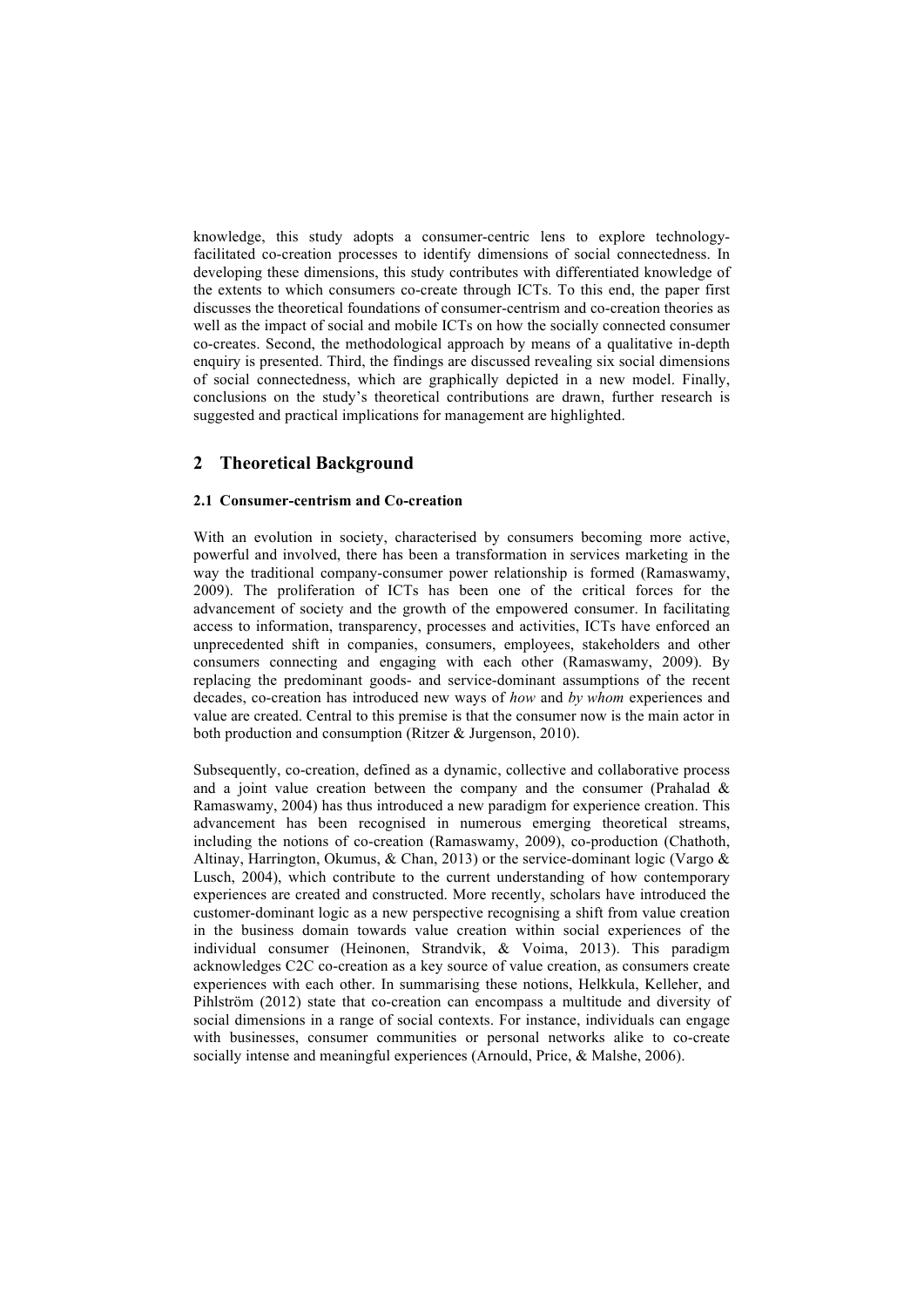knowledge, this study adopts a consumer-centric lens to explore technology-facilitated co-creation processes to identify dimensions of social connectedness. In developing these dimensions, this study contributes with differentiated knowledge of the extents to which consumers co-create through ICTs. To this end, the paper first discusses the theoretical foundations of consumer-centrism and co-creation theories as well as the impact of social and mobile ICTs on how the socially connected consumer co-creates. Second, the methodological approach by means of a qualitative in-depth enquiry is presented. Third, the findings are discussed revealing six social dimensions of social connectedness, which are graphically depicted in a new model. Finally, conclusions on the study's theoretical contributions are drawn, further research is suggested and practical implications for management are highlighted.

## 2 Theoretical Background

### 2.1 Consumer-centrism and Co-creation

With an evolution in society, characterised by consumers becoming more active, powerful and involved, there has been a transformation in services marketing in the way the traditional company-consumer power relationship is formed (Ramaswamy, 2009). The proliferation of ICTs has been one of the critical forces for the advancement of society and the growth of the empowered consumer. In facilitating access to information, transparency, processes and activities, ICTs have enforced an unprecedented shift in companies, consumers, employees, stakeholders and other consumers connecting and engaging with each other (Ramaswamy, 2009). By replacing the predominant goods- and service-dominant assumptions of the recent decades, co-creation has introduced new ways of *how* and *by whom* experiences and value are created. Central to this premise is that the consumer now is the main actor in both production and consumption (Ritzer & Jurgenson, 2010).

Subsequently, co-creation, defined as a dynamic, collective and collaborative process and a joint value creation between the company and the consumer (Prahalad & Ramaswamy, 2004) has thus introduced a new paradigm for experience creation. This advancement has been recognised in numerous emerging theoretical streams, including the notions of co-creation (Ramaswamy, 2009), co-production (Chathoth, Altinay, Harrington, Okumus, & Chan, 2013) or the service-dominant logic (Vargo & Lusch, 2004), which contribute to the current understanding of how contemporary experiences are created and constructed. More recently, scholars have introduced the customer-dominant logic as a new perspective recognising a shift from value creation in the business domain towards value creation within social experiences of the individual consumer (Heinonen, Strandvik, & Voima, 2013). This paradigm acknowledges C2C co-creation as a key source of value creation, as consumers create experiences with each other. In summarising these notions, Helkkula, Kelleher, and Pihlström (2012) state that co-creation can encompass a multitude and diversity of social dimensions in a range of social contexts. For instance, individuals can engage with businesses, consumer communities or personal networks alike to co-create socially intense and meaningful experiences (Arnould, Price, & Malshe, 2006).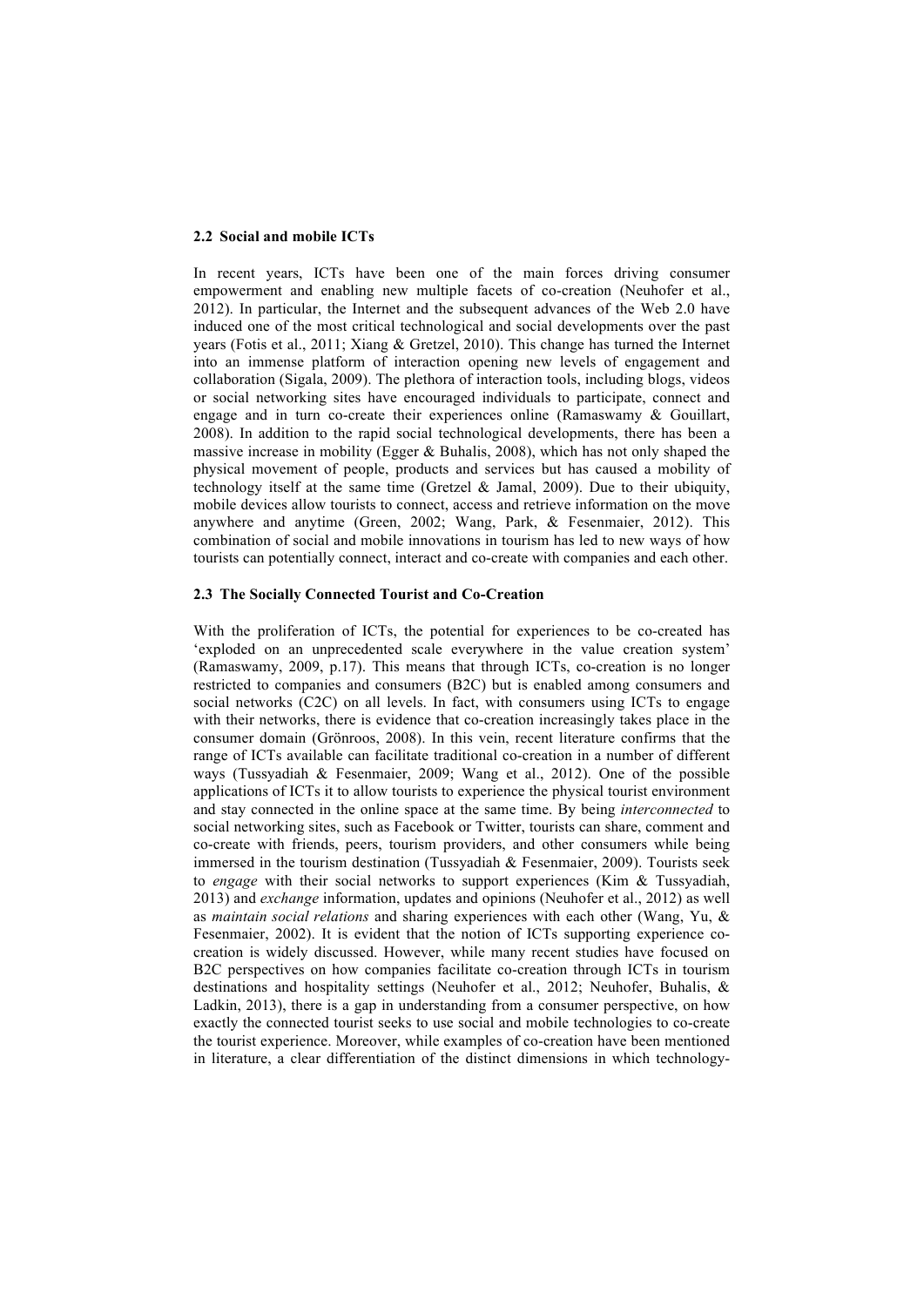### 2.2 Social and mobile ICTs

In recent years, ICTs have been one of the main forces driving consumer empowerment and enabling new multiple facets of co-creation (Neuhofer et al., 2012). In particular, the Internet and the subsequent advances of the Web 2.0 have induced one of the most critical technological and social developments over the past years (Fotis et al., 2011; Xiang & Gretzel, 2010). This change has turned the Internet into an immense platform of interaction opening new levels of engagement and collaboration (Sigala, 2009). The plethora of interaction tools, including blogs, videos or social networking sites have encouraged individuals to participate, connect and engage and in turn co-create their experiences online (Ramaswamy & Gouillart, 2008). In addition to the rapid social technological developments, there has been a massive increase in mobility (Egger & Buhalis, 2008), which has not only shaped the physical movement of people, products and services but has caused a mobility of technology itself at the same time (Gretzel & Jamal, 2009). Due to their ubiquity, mobile devices allow tourists to connect, access and retrieve information on the move anywhere and anytime (Green, 2002; Wang, Park, & Fesenmaier, 2012). This combination of social and mobile innovations in tourism has led to new ways of how tourists can potentially connect, interact and co-create with companies and each other.

### 2.3 The Socially Connected Tourist and Co-Creation

With the proliferation of ICTs, the potential for experiences to be co-created has 'exploded on an unprecedented scale everywhere in the value creation system' (Ramaswamy, 2009, p.17). This means that through ICTs, co-creation is no longer restricted to companies and consumers (B2C) but is enabled among consumers and social networks (C2C) on all levels. In fact, with consumers using ICTs to engage with their networks, there is evidence that co-creation increasingly takes place in the consumer domain (Grönroos, 2008). In this vein, recent literature confirms that the range of ICTs available can facilitate traditional co-creation in a number of different ways (Tussyadiah & Fesenmaier, 2009; Wang et al., 2012). One of the possible applications of ICTs it to allow tourists to experience the physical tourist environment and stay connected in the online space at the same time. By being *interconnected* to social networking sites, such as Facebook or Twitter, tourists can share, comment and co-create with friends, peers, tourism providers, and other consumers while being immersed in the tourism destination (Tussyadiah & Fesenmaier, 2009). Tourists seek to *engage* with their social networks to support experiences (Kim & Tussyadiah, 2013) and *exchange* information, updates and opinions (Neuhofer et al., 2012) as well as *maintain social relations* and sharing experiences with each other (Wang, Yu, & Fesenmaier, 2002). It is evident that the notion of ICTs supporting experience co-creation is widely discussed. However, while many recent studies have focused on B2C perspectives on how companies facilitate co-creation through ICTs in tourism destinations and hospitality settings (Neuhofer et al., 2012; Neuhofer, Buhalis, & Ladkin, 2013), there is a gap in understanding from a consumer perspective, on how exactly the connected tourist seeks to use social and mobile technologies to co-create the tourist experience. Moreover, while examples of co-creation have been mentioned in literature, a clear differentiation of the distinct dimensions in which technology-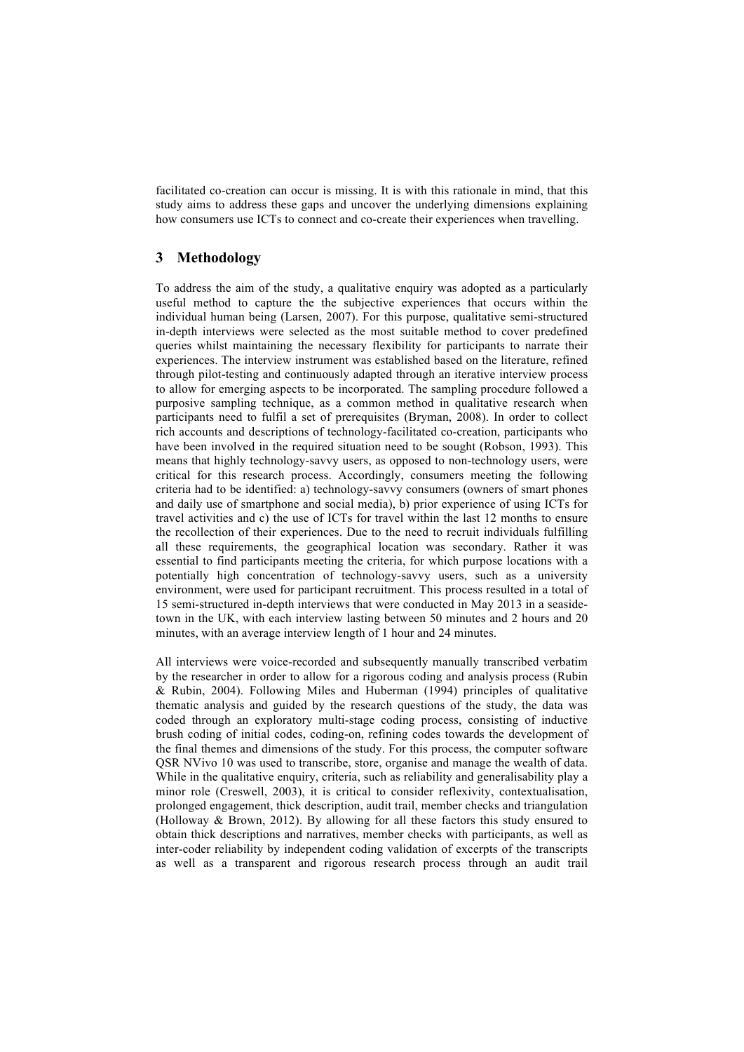facilitated co-creation can occur is missing. It is with this rationale in mind, that this study aims to address these gaps and uncover the underlying dimensions explaining how consumers use ICTs to connect and co-create their experiences when travelling.

## 3 Methodology

To address the aim of the study, a qualitative enquiry was adopted as a particularly useful method to capture the the subjective experiences that occurs within the individual human being (Larsen, 2007). For this purpose, qualitative semi-structured in-depth interviews were selected as the most suitable method to cover predefined queries whilst maintaining the necessary flexibility for participants to narrate their experiences. The interview instrument was established based on the literature, refined through pilot-testing and continuously adapted through an iterative interview process to allow for emerging aspects to be incorporated. The sampling procedure followed a purposive sampling technique, as a common method in qualitative research when participants need to fulfil a set of prerequisites (Bryman, 2008). In order to collect rich accounts and descriptions of technology-facilitated co-creation, participants who have been involved in the required situation need to be sought (Robson, 1993). This means that highly technology-savvy users, as opposed to non-technology users, were critical for this research process. Accordingly, consumers meeting the following criteria had to be identified: a) technology-savvy consumers (owners of smart phones and daily use of smartphone and social media), b) prior experience of using ICTs for travel activities and c) the use of ICTs for travel within the last 12 months to ensure the recollection of their experiences. Due to the need to recruit individuals fulfilling all these requirements, the geographical location was secondary. Rather it was essential to find participants meeting the criteria, for which purpose locations with a potentially high concentration of technology-savvy users, such as a university environment, were used for participant recruitment. This process resulted in a total of 15 semi-structured in-depth interviews that were conducted in May 2013 in a seaside-town in the UK, with each interview lasting between 50 minutes and 2 hours and 20 minutes, with an average interview length of 1 hour and 24 minutes.

All interviews were voice-recorded and subsequently manually transcribed verbatim by the researcher in order to allow for a rigorous coding and analysis process (Rubin & Rubin, 2004). Following Miles and Huberman (1994) principles of qualitative thematic analysis and guided by the research questions of the study, the data was coded through an exploratory multi-stage coding process, consisting of inductive brush coding of initial codes, coding-on, refining codes towards the development of the final themes and dimensions of the study. For this process, the computer software QSR NVivo 10 was used to transcribe, store, organise and manage the wealth of data. While in the qualitative enquiry, criteria, such as reliability and generalisability play a minor role (Creswell, 2003), it is critical to consider reflexivity, contextualisation, prolonged engagement, thick description, audit trail, member checks and triangulation (Holloway & Brown, 2012). By allowing for all these factors this study ensured to obtain thick descriptions and narratives, member checks with participants, as well as inter-coder reliability by independent coding validation of excerpts of the transcripts as well as a transparent and rigorous research process through an audit trail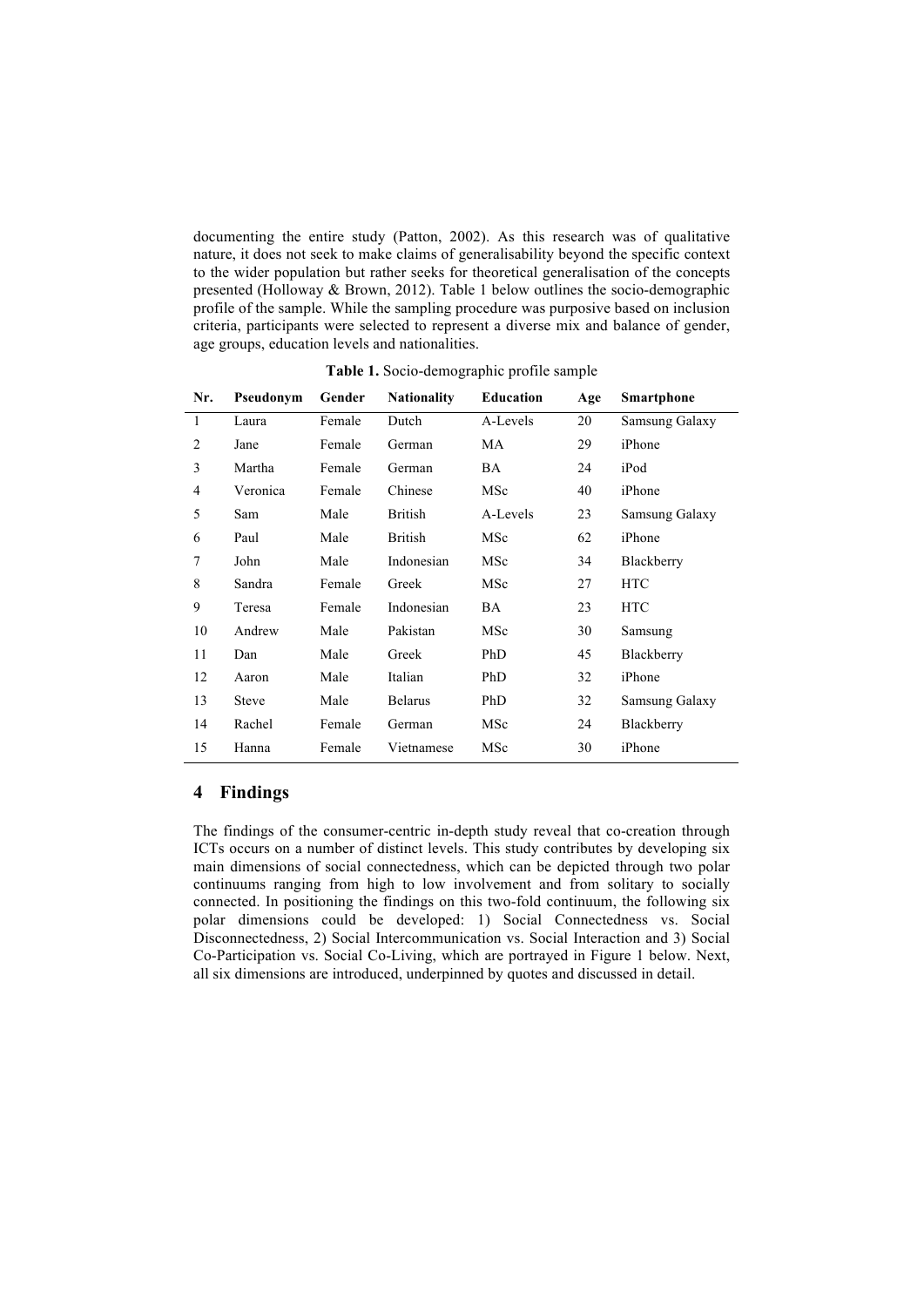documenting the entire study (Patton, 2002). As this research was of qualitative nature, it does not seek to make claims of generalisability beyond the specific context to the wider population but rather seeks for theoretical generalisation of the concepts presented (Holloway & Brown, 2012). Table 1 below outlines the socio-demographic profile of the sample. While the sampling procedure was purposive based on inclusion criteria, participants were selected to represent a diverse mix and balance of gender, age groups, education levels and nationalities.

**Table 1.** Socio-demographic profile sample

| Nr. | Pseudonym | Gender | Nationality | Education | Age | Smartphone |
|---|---|---|---|---|---|---|
| 1 | Laura | Female | Dutch | A-Levels | 20 | Samsung Galaxy |
| 2 | Jane | Female | German | MA | 29 | iPhone |
| 3 | Martha | Female | German | BA | 24 | iPod |
| 4 | Veronica | Female | Chinese | MSc | 40 | iPhone |
| 5 | Sam | Male | British | A-Levels | 23 | Samsung Galaxy |
| 6 | Paul | Male | British | MSc | 62 | iPhone |
| 7 | John | Male | Indonesian | MSc | 34 | Blackberry |
| 8 | Sandra | Female | Greek | MSc | 27 | HTC |
| 9 | Teresa | Female | Indonesian | BA | 23 | HTC |
| 10 | Andrew | Male | Pakistan | MSc | 30 | Samsung |
| 11 | Dan | Male | Greek | PhD | 45 | Blackberry |
| 12 | Aaron | Male | Italian | PhD | 32 | iPhone |
| 13 | Steve | Male | Belarus | PhD | 32 | Samsung Galaxy |
| 14 | Rachel | Female | German | MSc | 24 | Blackberry |
| 15 | Hanna | Female | Vietnamese | MSc | 30 | iPhone |

## 4 Findings

The findings of the consumer-centric in-depth study reveal that co-creation through ICTs occurs on a number of distinct levels. This study contributes by developing six main dimensions of social connectedness, which can be depicted through two polar continuums ranging from high to low involvement and from solitary to socially connected. In positioning the findings on this two-fold continuum, the following six polar dimensions could be developed: 1) Social Connectedness vs. Social Disconnectedness, 2) Social Intercommunication vs. Social Interaction and 3) Social Co-Participation vs. Social Co-Living, which are portrayed in Figure 1 below. Next, all six dimensions are introduced, underpinned by quotes and discussed in detail.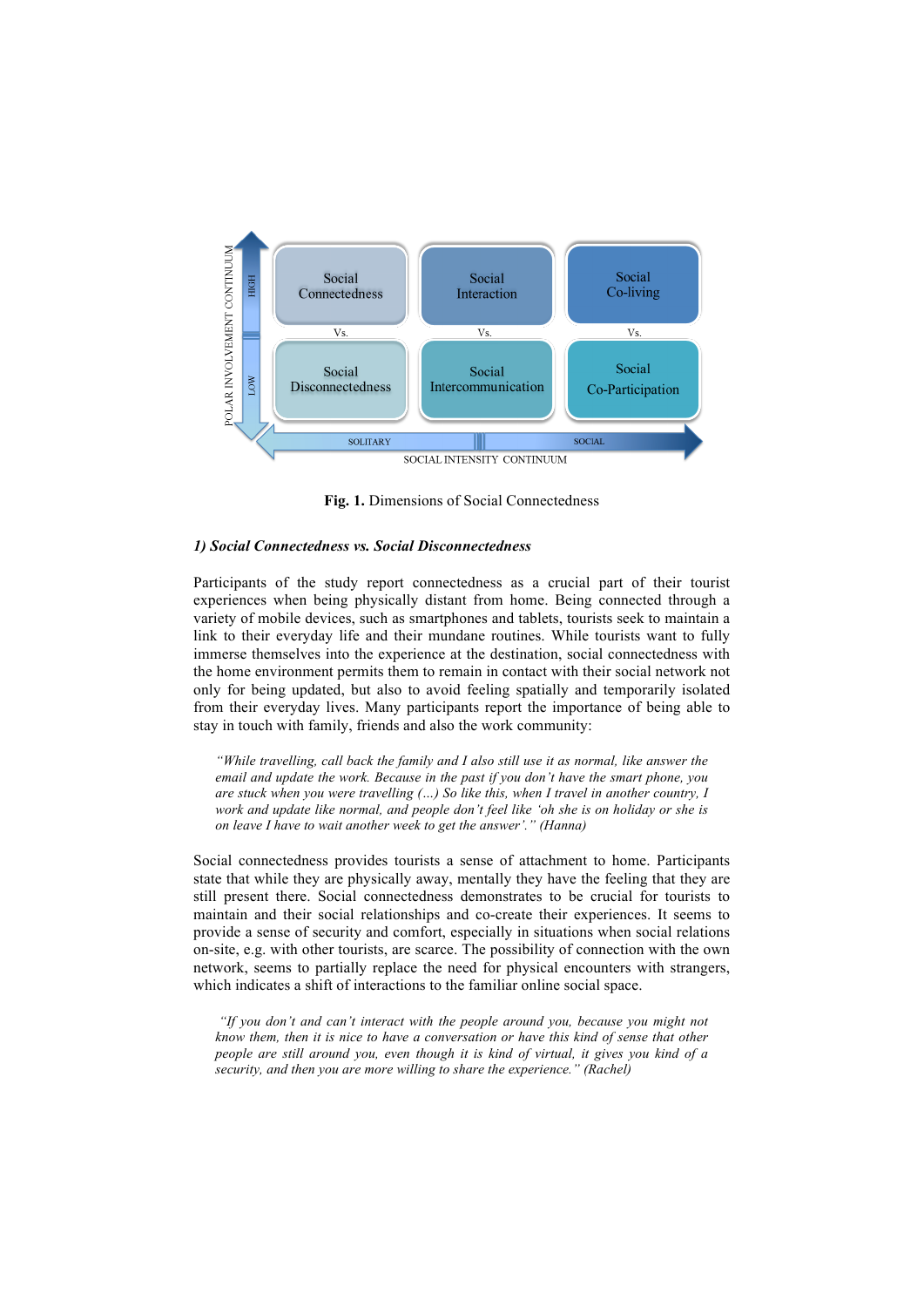**Fig. 1.** Dimensions of Social Connectedness

***1) Social Connectedness vs. Social Disconnectedness***

Participants of the study report connectedness as a crucial part of their tourist experiences when being physically distant from home. Being connected through a variety of mobile devices, such as smartphones and tablets, tourists seek to maintain a link to their everyday life and their mundane routines. While tourists want to fully immerse themselves into the experience at the destination, social connectedness with the home environment permits them to remain in contact with their social network not only for being updated, but also to avoid feeling spatially and temporarily isolated from their everyday lives. Many participants report the importance of being able to stay in touch with family, friends and also the work community:

> *"While travelling, call back the family and I also still use it as normal, like answer the email and update the work. Because in the past if you don't have the smart phone, you are stuck when you were travelling (…) So like this, when I travel in another country, I work and update like normal, and people don't feel like 'oh she is on holiday or she is on leave I have to wait another week to get the answer'." (Hanna)*

Social connectedness provides tourists a sense of attachment to home. Participants state that while they are physically away, mentally they have the feeling that they are still present there. Social connectedness demonstrates to be crucial for tourists to maintain and their social relationships and co-create their experiences. It seems to provide a sense of security and comfort, especially in situations when social relations on-site, e.g. with other tourists, are scarce. The possibility of connection with the own network, seems to partially replace the need for physical encounters with strangers, which indicates a shift of interactions to the familiar online social space.

> *"If you don't and can't interact with the people around you, because you might not know them, then it is nice to have a conversation or have this kind of sense that other people are still around you, even though it is kind of virtual, it gives you kind of a security, and then you are more willing to share the experience." (Rachel)*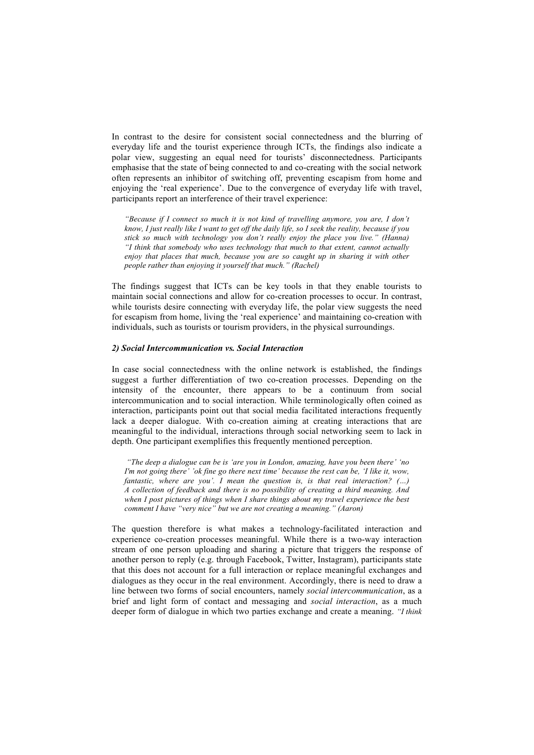In contrast to the desire for consistent social connectedness and the blurring of everyday life and the tourist experience through ICTs, the findings also indicate a polar view, suggesting an equal need for tourists' disconnectedness. Participants emphasise that the state of being connected to and co-creating with the social network often represents an inhibitor of switching off, preventing escapism from home and enjoying the 'real experience'. Due to the convergence of everyday life with travel, participants report an interference of their travel experience:

> *"Because if I connect so much it is not kind of travelling anymore, you are, I don't know, I just really like I want to get off the daily life, so I seek the reality, because if you stick so much with technology you don't really enjoy the place you live." (Hanna)*
> *"I think that somebody who uses technology that much to that extent, cannot actually enjoy that places that much, because you are so caught up in sharing it with other people rather than enjoying it yourself that much." (Rachel)*

The findings suggest that ICTs can be key tools in that they enable tourists to maintain social connections and allow for co-creation processes to occur. In contrast, while tourists desire connecting with everyday life, the polar view suggests the need for escapism from home, living the 'real experience' and maintaining co-creation with individuals, such as tourists or tourism providers, in the physical surroundings.

### *2) Social Intercommunication vs. Social Interaction*

In case social connectedness with the online network is established, the findings suggest a further differentiation of two co-creation processes. Depending on the intensity of the encounter, there appears to be a continuum from social intercommunication and to social interaction. While terminologically often coined as interaction, participants point out that social media facilitated interactions frequently lack a deeper dialogue. With co-creation aiming at creating interactions that are meaningful to the individual, interactions through social networking seem to lack in depth. One participant exemplifies this frequently mentioned perception.

> *"The deep a dialogue can be is 'are you in London, amazing, have you been there' 'no I'm not going there' 'ok fine go there next time' because the rest can be, 'I like it, wow, fantastic, where are you'. I mean the question is, is that real interaction? (…) A collection of feedback and there is no possibility of creating a third meaning. And when I post pictures of things when I share things about my travel experience the best comment I have "very nice" but we are not creating a meaning." (Aaron)*

The question therefore is what makes a technology-facilitated interaction and experience co-creation processes meaningful. While there is a two-way interaction stream of one person uploading and sharing a picture that triggers the response of another person to reply (e.g. through Facebook, Twitter, Instagram), participants state that this does not account for a full interaction or replace meaningful exchanges and dialogues as they occur in the real environment. Accordingly, there is need to draw a line between two forms of social encounters, namely *social intercommunication*, as a brief and light form of contact and messaging and *social interaction*, as a much deeper form of dialogue in which two parties exchange and create a meaning. *"I think*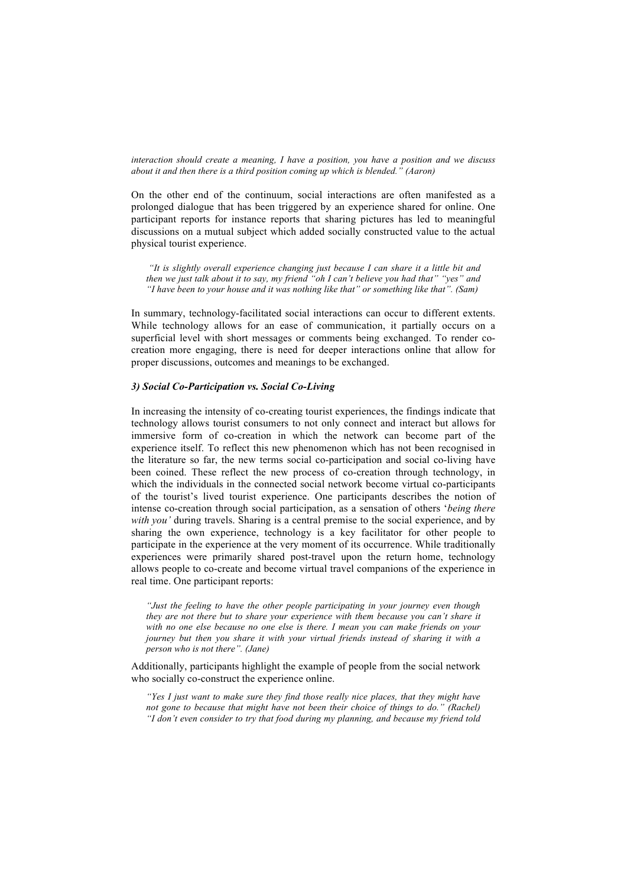*interaction should create a meaning, I have a position, you have a position and we discuss about it and then there is a third position coming up which is blended." (Aaron)*

On the other end of the continuum, social interactions are often manifested as a prolonged dialogue that has been triggered by an experience shared for online. One participant reports for instance reports that sharing pictures has led to meaningful discussions on a mutual subject which added socially constructed value to the actual physical tourist experience.

> *"It is slightly overall experience changing just because I can share it a little bit and then we just talk about it to say, my friend "oh I can't believe you had that" "yes" and "I have been to your house and it was nothing like that" or something like that". (Sam)*

In summary, technology-facilitated social interactions can occur to different extents. While technology allows for an ease of communication, it partially occurs on a superficial level with short messages or comments being exchanged. To render co-creation more engaging, there is need for deeper interactions online that allow for proper discussions, outcomes and meanings to be exchanged.

### *3) Social Co-Participation vs. Social Co-Living*

In increasing the intensity of co-creating tourist experiences, the findings indicate that technology allows tourist consumers to not only connect and interact but allows for immersive form of co-creation in which the network can become part of the experience itself. To reflect this new phenomenon which has not been recognised in the literature so far, the new terms social co-participation and social co-living have been coined. These reflect the new process of co-creation through technology, in which the individuals in the connected social network become virtual co-participants of the tourist's lived tourist experience. One participants describes the notion of intense co-creation through social participation, as a sensation of others '*being there with you'* during travels. Sharing is a central premise to the social experience, and by sharing the own experience, technology is a key facilitator for other people to participate in the experience at the very moment of its occurrence. While traditionally experiences were primarily shared post-travel upon the return home, technology allows people to co-create and become virtual travel companions of the experience in real time. One participant reports:

> *"Just the feeling to have the other people participating in your journey even though they are not there but to share your experience with them because you can't share it with no one else because no one else is there. I mean you can make friends on your journey but then you share it with your virtual friends instead of sharing it with a person who is not there". (Jane)*

Additionally, participants highlight the example of people from the social network who socially co-construct the experience online.

> *"Yes I just want to make sure they find those really nice places, that they might have not gone to because that might have not been their choice of things to do." (Rachel)*
> *"I don't even consider to try that food during my planning, and because my friend told*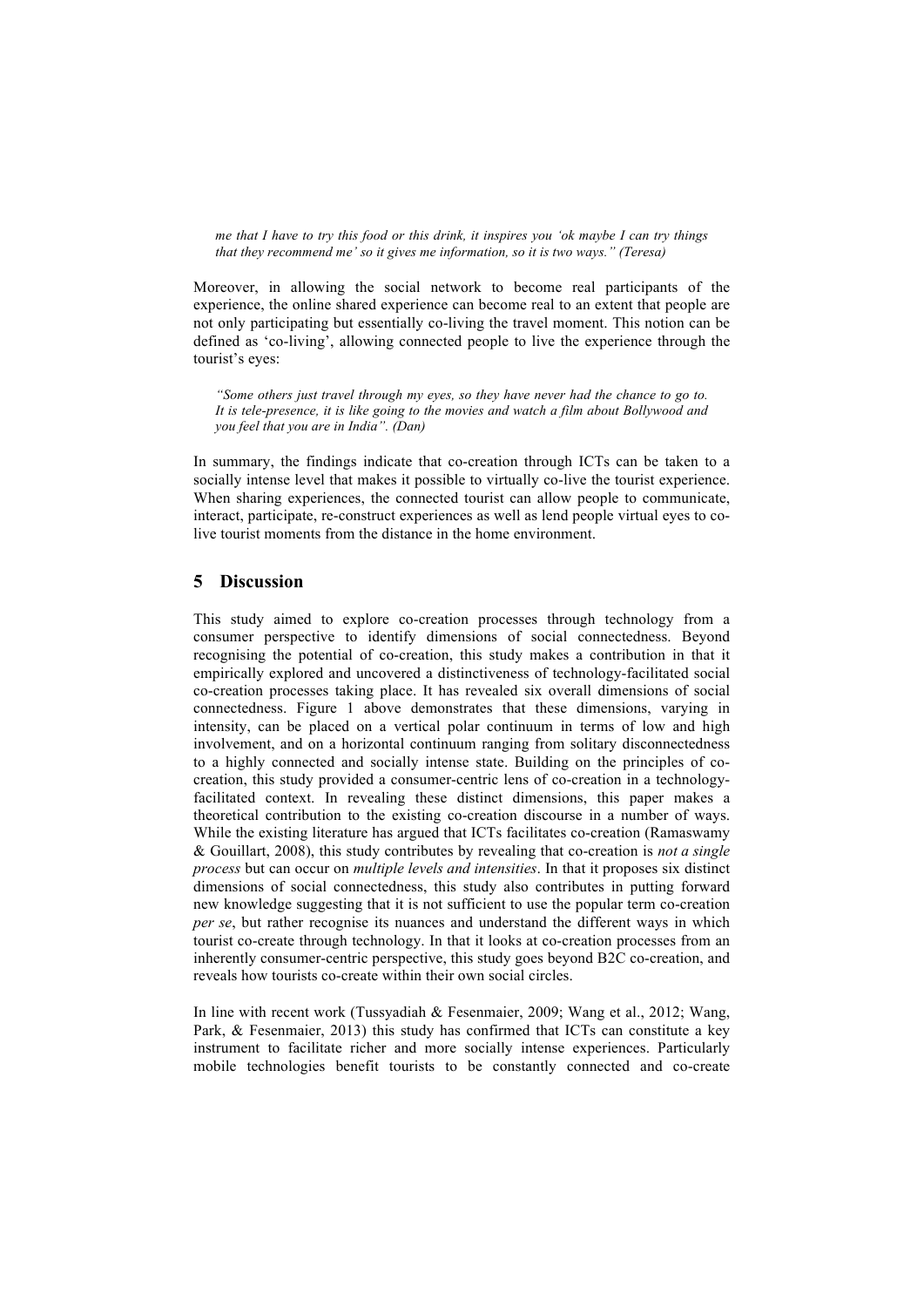> *me that I have to try this food or this drink, it inspires you 'ok maybe I can try things that they recommend me' so it gives me information, so it is two ways." (Teresa)*

Moreover, in allowing the social network to become real participants of the experience, the online shared experience can become real to an extent that people are not only participating but essentially co-living the travel moment. This notion can be defined as 'co-living', allowing connected people to live the experience through the tourist's eyes:

> *"Some others just travel through my eyes, so they have never had the chance to go to. It is tele-presence, it is like going to the movies and watch a film about Bollywood and you feel that you are in India". (Dan)*

In summary, the findings indicate that co-creation through ICTs can be taken to a socially intense level that makes it possible to virtually co-live the tourist experience. When sharing experiences, the connected tourist can allow people to communicate, interact, participate, re-construct experiences as well as lend people virtual eyes to co-live tourist moments from the distance in the home environment.

## 5 Discussion

This study aimed to explore co-creation processes through technology from a consumer perspective to identify dimensions of social connectedness. Beyond recognising the potential of co-creation, this study makes a contribution in that it empirically explored and uncovered a distinctiveness of technology-facilitated social co-creation processes taking place. It has revealed six overall dimensions of social connectedness. Figure 1 above demonstrates that these dimensions, varying in intensity, can be placed on a vertical polar continuum in terms of low and high involvement, and on a horizontal continuum ranging from solitary disconnectedness to a highly connected and socially intense state. Building on the principles of co-creation, this study provided a consumer-centric lens of co-creation in a technology-facilitated context. In revealing these distinct dimensions, this paper makes a theoretical contribution to the existing co-creation discourse in a number of ways. While the existing literature has argued that ICTs facilitates co-creation (Ramaswamy & Gouillart, 2008), this study contributes by revealing that co-creation is *not a single process* but can occur on *multiple levels and intensities*. In that it proposes six distinct dimensions of social connectedness, this study also contributes in putting forward new knowledge suggesting that it is not sufficient to use the popular term co-creation *per se*, but rather recognise its nuances and understand the different ways in which tourist co-create through technology. In that it looks at co-creation processes from an inherently consumer-centric perspective, this study goes beyond B2C co-creation, and reveals how tourists co-create within their own social circles.

In line with recent work (Tussyadiah & Fesenmaier, 2009; Wang et al., 2012; Wang, Park, & Fesenmaier, 2013) this study has confirmed that ICTs can constitute a key instrument to facilitate richer and more socially intense experiences. Particularly mobile technologies benefit tourists to be constantly connected and co-create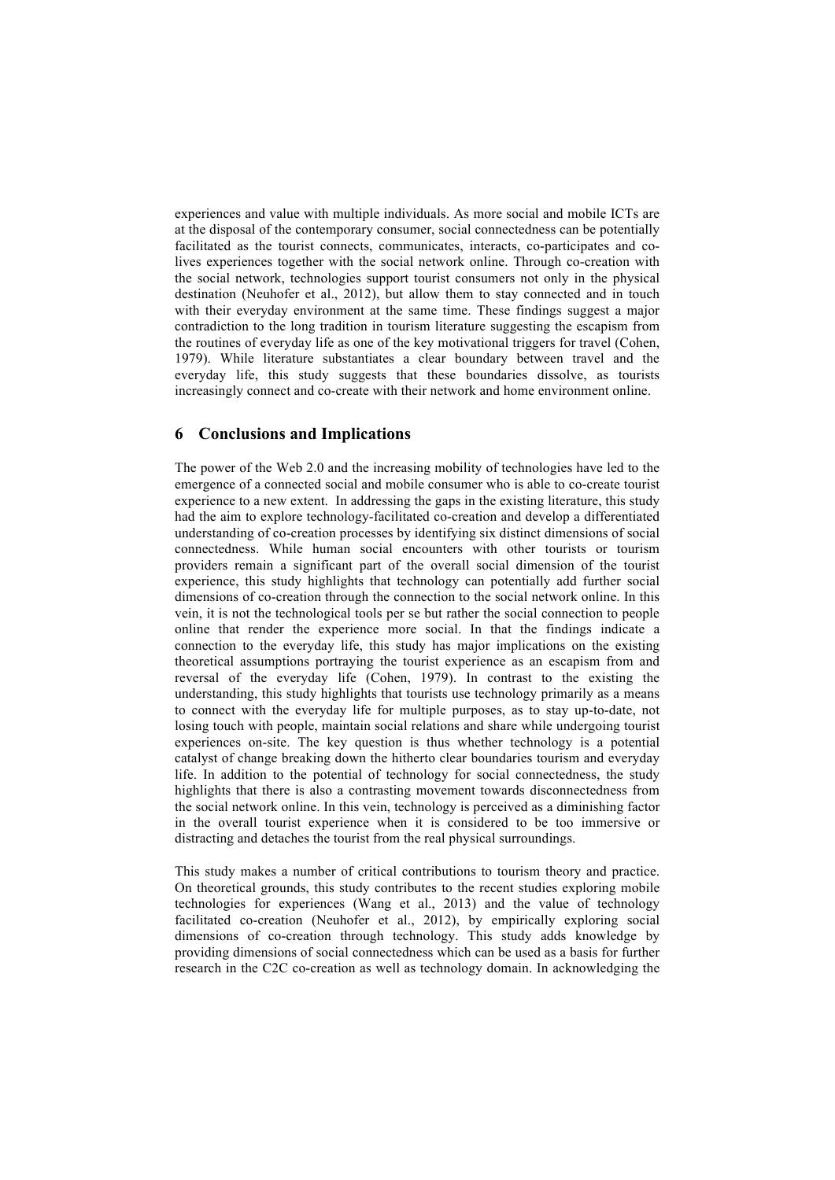experiences and value with multiple individuals. As more social and mobile ICTs are at the disposal of the contemporary consumer, social connectedness can be potentially facilitated as the tourist connects, communicates, interacts, co-participates and co-lives experiences together with the social network online. Through co-creation with the social network, technologies support tourist consumers not only in the physical destination (Neuhofer et al., 2012), but allow them to stay connected and in touch with their everyday environment at the same time. These findings suggest a major contradiction to the long tradition in tourism literature suggesting the escapism from the routines of everyday life as one of the key motivational triggers for travel (Cohen, 1979). While literature substantiates a clear boundary between travel and the everyday life, this study suggests that these boundaries dissolve, as tourists increasingly connect and co-create with their network and home environment online.

## 6 Conclusions and Implications

The power of the Web 2.0 and the increasing mobility of technologies have led to the emergence of a connected social and mobile consumer who is able to co-create tourist experience to a new extent. In addressing the gaps in the existing literature, this study had the aim to explore technology-facilitated co-creation and develop a differentiated understanding of co-creation processes by identifying six distinct dimensions of social connectedness. While human social encounters with other tourists or tourism providers remain a significant part of the overall social dimension of the tourist experience, this study highlights that technology can potentially add further social dimensions of co-creation through the connection to the social network online. In this vein, it is not the technological tools per se but rather the social connection to people online that render the experience more social. In that the findings indicate a connection to the everyday life, this study has major implications on the existing theoretical assumptions portraying the tourist experience as an escapism from and reversal of the everyday life (Cohen, 1979). In contrast to the existing the understanding, this study highlights that tourists use technology primarily as a means to connect with the everyday life for multiple purposes, as to stay up-to-date, not losing touch with people, maintain social relations and share while undergoing tourist experiences on-site. The key question is thus whether technology is a potential catalyst of change breaking down the hitherto clear boundaries tourism and everyday life. In addition to the potential of technology for social connectedness, the study highlights that there is also a contrasting movement towards disconnectedness from the social network online. In this vein, technology is perceived as a diminishing factor in the overall tourist experience when it is considered to be too immersive or distracting and detaches the tourist from the real physical surroundings.

This study makes a number of critical contributions to tourism theory and practice. On theoretical grounds, this study contributes to the recent studies exploring mobile technologies for experiences (Wang et al., 2013) and the value of technology facilitated co-creation (Neuhofer et al., 2012), by empirically exploring social dimensions of co-creation through technology. This study adds knowledge by providing dimensions of social connectedness which can be used as a basis for further research in the C2C co-creation as well as technology domain. In acknowledging the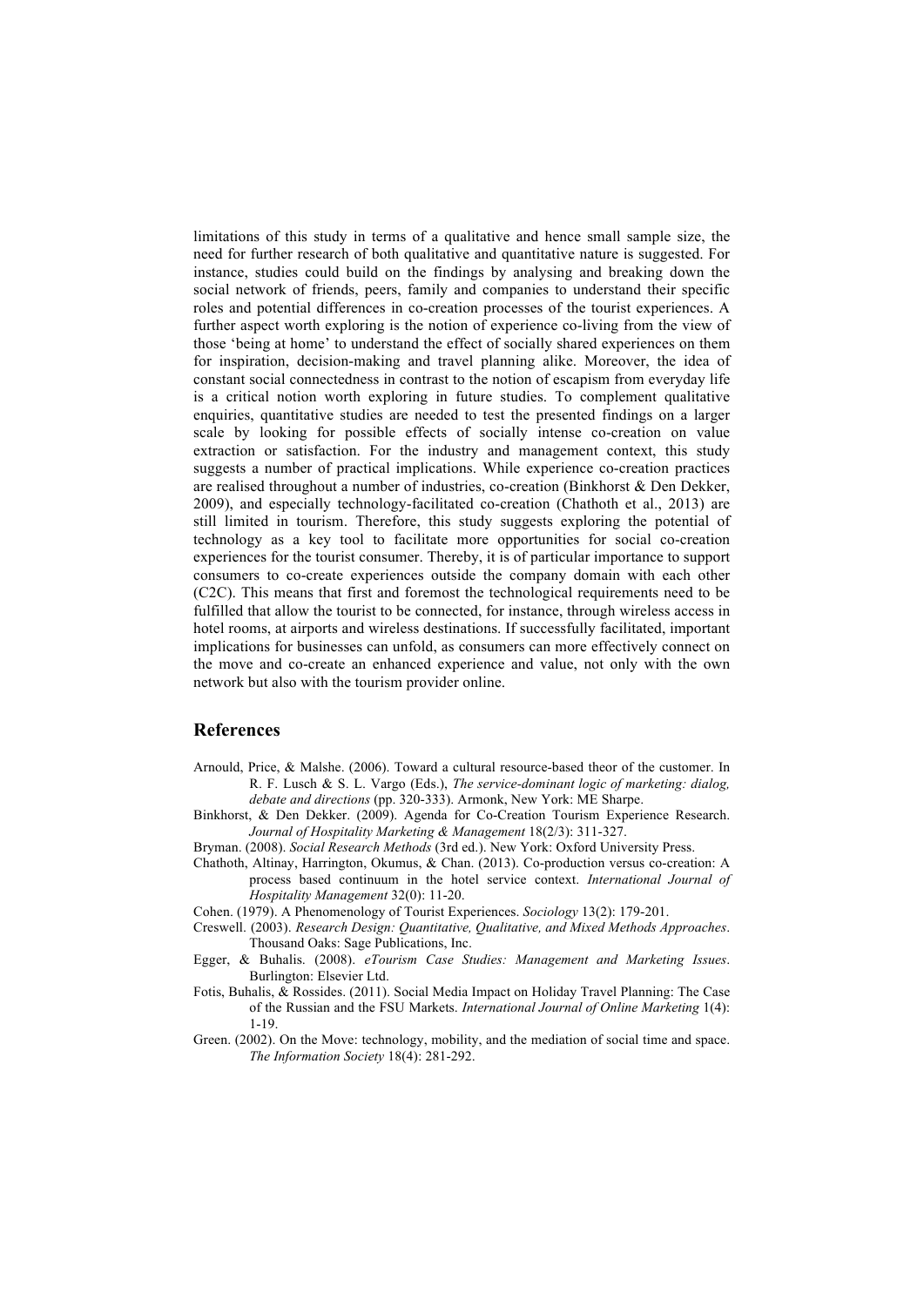limitations of this study in terms of a qualitative and hence small sample size, the need for further research of both qualitative and quantitative nature is suggested. For instance, studies could build on the findings by analysing and breaking down the social network of friends, peers, family and companies to understand their specific roles and potential differences in co-creation processes of the tourist experiences. A further aspect worth exploring is the notion of experience co-living from the view of those 'being at home' to understand the effect of socially shared experiences on them for inspiration, decision-making and travel planning alike. Moreover, the idea of constant social connectedness in contrast to the notion of escapism from everyday life is a critical notion worth exploring in future studies. To complement qualitative enquiries, quantitative studies are needed to test the presented findings on a larger scale by looking for possible effects of socially intense co-creation on value extraction or satisfaction. For the industry and management context, this study suggests a number of practical implications. While experience co-creation practices are realised throughout a number of industries, co-creation (Binkhorst & Den Dekker, 2009), and especially technology-facilitated co-creation (Chathoth et al., 2013) are still limited in tourism. Therefore, this study suggests exploring the potential of technology as a key tool to facilitate more opportunities for social co-creation experiences for the tourist consumer. Thereby, it is of particular importance to support consumers to co-create experiences outside the company domain with each other (C2C). This means that first and foremost the technological requirements need to be fulfilled that allow the tourist to be connected, for instance, through wireless access in hotel rooms, at airports and wireless destinations. If successfully facilitated, important implications for businesses can unfold, as consumers can more effectively connect on the move and co-create an enhanced experience and value, not only with the own network but also with the tourism provider online.

## References

Arnould, Price, & Malshe. (2006). Toward a cultural resource-based theor of the customer. In R. F. Lusch & S. L. Vargo (Eds.), *The service-dominant logic of marketing: dialog, debate and directions* (pp. 320-333). Armonk, New York: ME Sharpe.

Binkhorst, & Den Dekker. (2009). Agenda for Co-Creation Tourism Experience Research. *Journal of Hospitality Marketing & Management* 18(2/3): 311-327.

Bryman. (2008). *Social Research Methods* (3rd ed.). New York: Oxford University Press.

Chathoth, Altinay, Harrington, Okumus, & Chan. (2013). Co-production versus co-creation: A process based continuum in the hotel service context. *International Journal of Hospitality Management* 32(0): 11-20.

Cohen. (1979). A Phenomenology of Tourist Experiences. *Sociology* 13(2): 179-201.

Creswell. (2003). *Research Design: Quantitative, Qualitative, and Mixed Methods Approaches*. Thousand Oaks: Sage Publications, Inc.

Egger, & Buhalis. (2008). *eTourism Case Studies: Management and Marketing Issues*. Burlington: Elsevier Ltd.

Fotis, Buhalis, & Rossides. (2011). Social Media Impact on Holiday Travel Planning: The Case of the Russian and the FSU Markets. *International Journal of Online Marketing* 1(4): 1-19.

Green. (2002). On the Move: technology, mobility, and the mediation of social time and space. *The Information Society* 18(4): 281-292.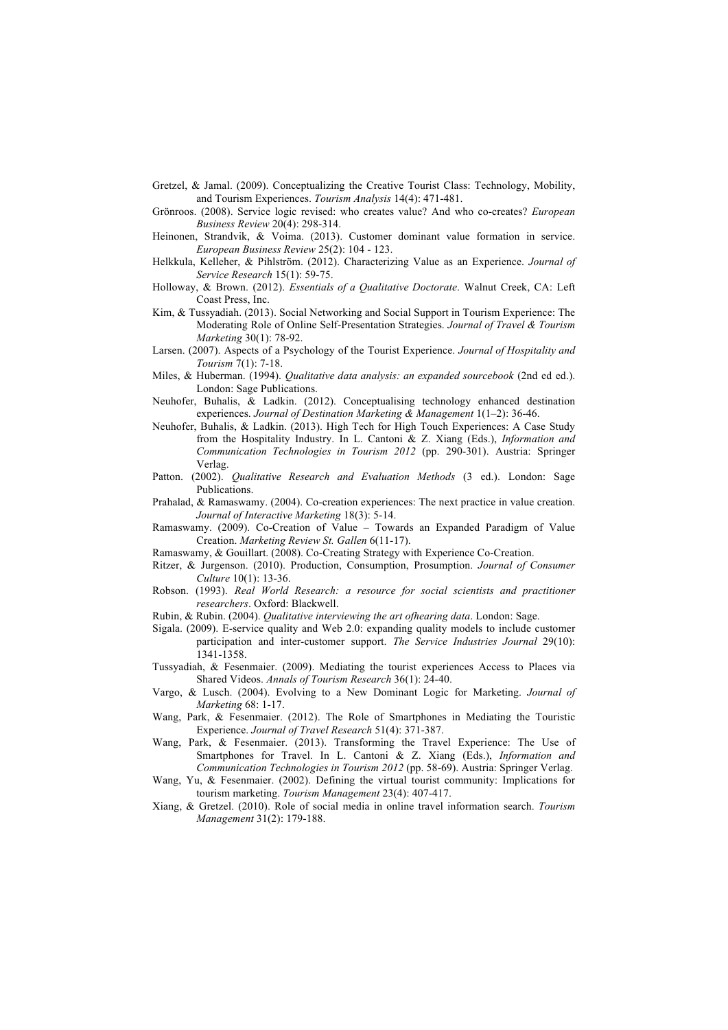Gretzel, & Jamal. (2009). Conceptualizing the Creative Tourist Class: Technology, Mobility, and Tourism Experiences. *Tourism Analysis* 14(4): 471-481.

Grönroos. (2008). Service logic revised: who creates value? And who co-creates? *European Business Review* 20(4): 298-314.

Heinonen, Strandvik, & Voima. (2013). Customer dominant value formation in service. *European Business Review* 25(2): 104 - 123.

Helkkula, Kelleher, & Pihlström. (2012). Characterizing Value as an Experience. *Journal of Service Research* 15(1): 59-75.

Holloway, & Brown. (2012). *Essentials of a Qualitative Doctorate*. Walnut Creek, CA: Left Coast Press, Inc.

Kim, & Tussyadiah. (2013). Social Networking and Social Support in Tourism Experience: The Moderating Role of Online Self-Presentation Strategies. *Journal of Travel & Tourism Marketing* 30(1): 78-92.

Larsen. (2007). Aspects of a Psychology of the Tourist Experience. *Journal of Hospitality and Tourism* 7(1): 7-18.

Miles, & Huberman. (1994). *Qualitative data analysis: an expanded sourcebook* (2nd ed ed.). London: Sage Publications.

Neuhofer, Buhalis, & Ladkin. (2012). Conceptualising technology enhanced destination experiences. *Journal of Destination Marketing & Management* 1(1–2): 36-46.

Neuhofer, Buhalis, & Ladkin. (2013). High Tech for High Touch Experiences: A Case Study from the Hospitality Industry. In L. Cantoni & Z. Xiang (Eds.), *Information and Communication Technologies in Tourism 2012* (pp. 290-301). Austria: Springer Verlag.

Patton. (2002). *Qualitative Research and Evaluation Methods* (3 ed.). London: Sage Publications.

Prahalad, & Ramaswamy. (2004). Co-creation experiences: The next practice in value creation. *Journal of Interactive Marketing* 18(3): 5-14.

Ramaswamy. (2009). Co-Creation of Value – Towards an Expanded Paradigm of Value Creation. *Marketing Review St. Gallen* 6(11-17).

Ramaswamy, & Gouillart. (2008). Co-Creating Strategy with Experience Co-Creation.

Ritzer, & Jurgenson. (2010). Production, Consumption, Prosumption. *Journal of Consumer Culture* 10(1): 13-36.

Robson. (1993). *Real World Research: a resource for social scientists and practitioner researchers*. Oxford: Blackwell.

Rubin, & Rubin. (2004). *Qualitative interviewing the art ofhearing data*. London: Sage.

Sigala. (2009). E-service quality and Web 2.0: expanding quality models to include customer participation and inter-customer support. *The Service Industries Journal* 29(10): 1341-1358.

Tussyadiah, & Fesenmaier. (2009). Mediating the tourist experiences Access to Places via Shared Videos. *Annals of Tourism Research* 36(1): 24-40.

Vargo, & Lusch. (2004). Evolving to a New Dominant Logic for Marketing. *Journal of Marketing* 68: 1-17.

Wang, Park, & Fesenmaier. (2012). The Role of Smartphones in Mediating the Touristic Experience. *Journal of Travel Research* 51(4): 371-387.

Wang, Park, & Fesenmaier. (2013). Transforming the Travel Experience: The Use of Smartphones for Travel. In L. Cantoni & Z. Xiang (Eds.), *Information and Communication Technologies in Tourism 2012* (pp. 58-69). Austria: Springer Verlag.

Wang, Yu, & Fesenmaier. (2002). Defining the virtual tourist community: Implications for tourism marketing. *Tourism Management* 23(4): 407-417.

Xiang, & Gretzel. (2010). Role of social media in online travel information search. *Tourism Management* 31(2): 179-188.